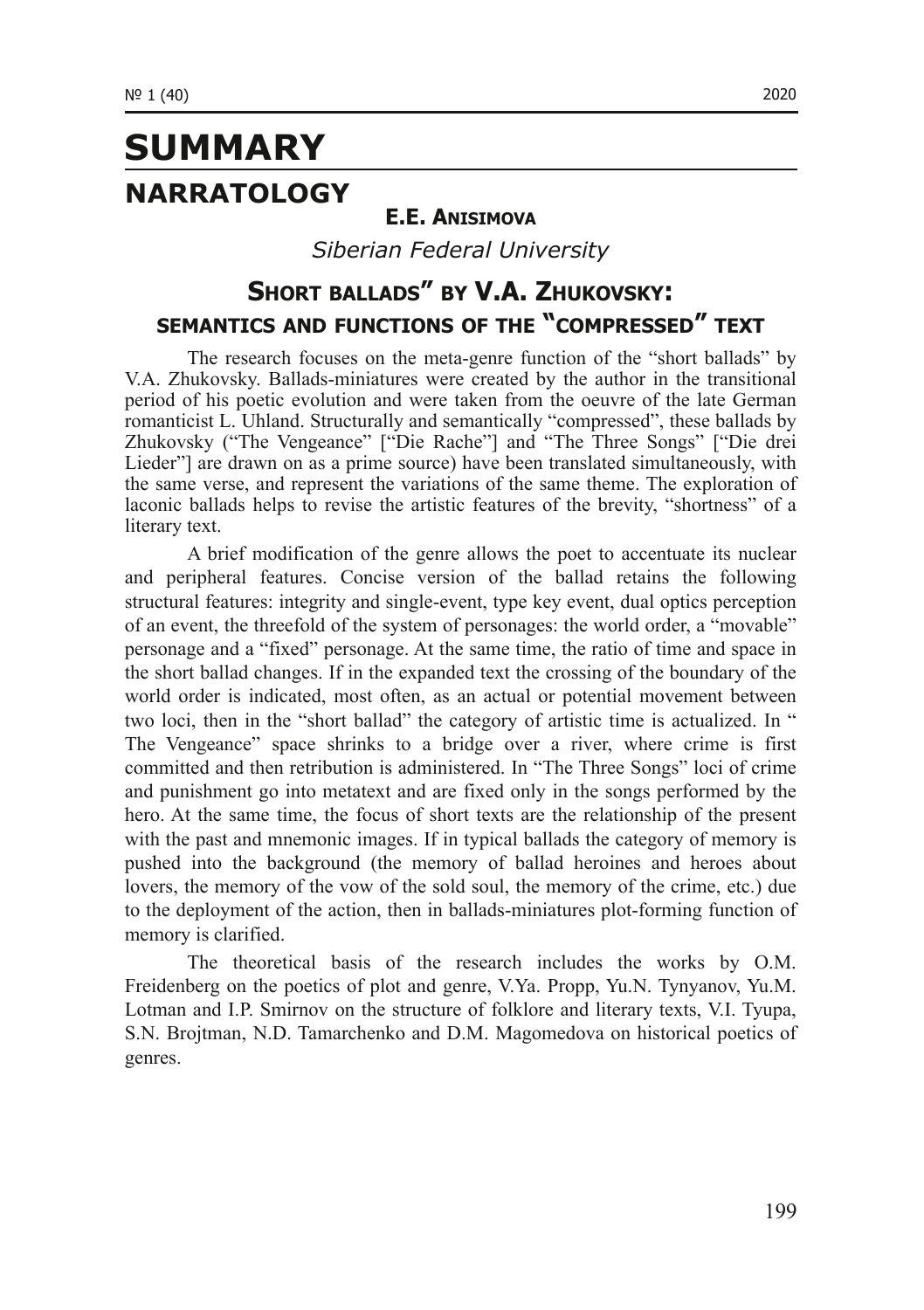# SUMMARY

## NARRATOLOGY

**E.E. Anisimova**

*Siberian Federal University*

### Short ballads" by V.A. Zhukovsky: semantics and functions of the "compressed" text

The research focuses on the meta-genre function of the "short ballads" by V.A. Zhukovsky. Ballads-miniatures were created by the author in the transitional period of his poetic evolution and were taken from the oeuvre of the late German romanticist L. Uhland. Structurally and semantically "compressed", these ballads by Zhukovsky ("The Vengeance" ["Die Rache"] and "The Three Songs" ["Die drei Lieder"] are drawn on as a prime source) have been translated simultaneously, with the same verse, and represent the variations of the same theme. The exploration of laconic ballads helps to revise the artistic features of the brevity, "shortness" of a literary text.

A brief modification of the genre allows the poet to accentuate its nuclear and peripheral features. Concise version of the ballad retains the following structural features: integrity and single-event, type key event, dual optics perception of an event, the threefold of the system of personages: the world order, a "movable" personage and a "fixed" personage. At the same time, the ratio of time and space in the short ballad changes. If in the expanded text the crossing of the boundary of the world order is indicated, most often, as an actual or potential movement between two loci, then in the "short ballad" the category of artistic time is actualized. In " The Vengeance" space shrinks to a bridge over a river, where crime is first committed and then retribution is administered. In "The Three Songs" loci of crime and punishment go into metatext and are fixed only in the songs performed by the hero. At the same time, the focus of short texts are the relationship of the present with the past and mnemonic images. If in typical ballads the category of memory is pushed into the background (the memory of ballad heroines and heroes about lovers, the memory of the vow of the sold soul, the memory of the crime, etc.) due to the deployment of the action, then in ballads-miniatures plot-forming function of memory is clarified.

The theoretical basis of the research includes the works by O.M. Freidenberg on the poetics of plot and genre, V.Ya. Propp, Yu.N. Tynyanov, Yu.M. Lotman and I.P. Smirnov on the structure of folklore and literary texts, V.I. Tyupa, S.N. Brojtman, N.D. Tamarchenko and D.M. Magomedova on historical poetics of genres.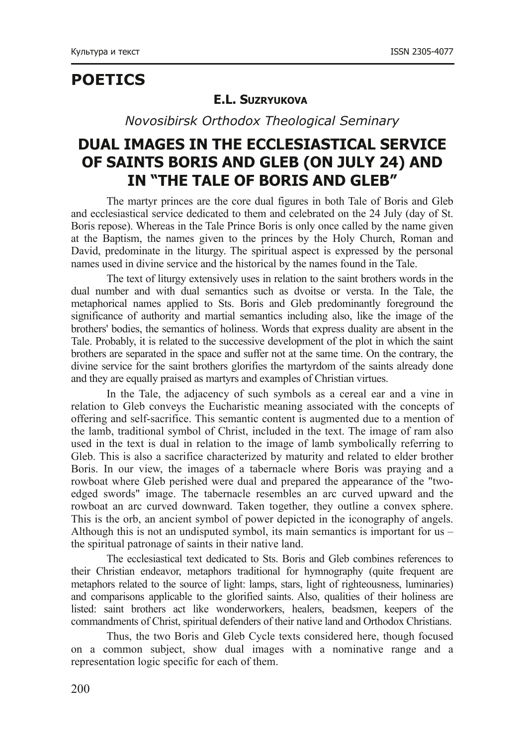# POETICS

**E.L. SUZRYUKOVA**

*Novosibirsk Orthodox Theological Seminary*

## DUAL IMAGES IN THE ECCLESIASTICAL SERVICE OF SAINTS BORIS AND GLEB (ON JULY 24) AND IN "THE TALE OF BORIS AND GLEB"

The martyr princes are the core dual figures in both Tale of Boris and Gleb and ecclesiastical service dedicated to them and celebrated on the 24 July (day of St. Boris repose). Whereas in the Tale Prince Boris is only once called by the name given at the Baptism, the names given to the princes by the Holy Church, Roman and David, predominate in the liturgy. The spiritual aspect is expressed by the personal names used in divine service and the historical by the names found in the Tale.

The text of liturgy extensively uses in relation to the saint brothers words in the dual number and with dual semantics such as dvoitse or versta. In the Tale, the metaphorical names applied to Sts. Boris and Gleb predominantly foreground the significance of authority and martial semantics including also, like the image of the brothers' bodies, the semantics of holiness. Words that express duality are absent in the Tale. Probably, it is related to the successive development of the plot in which the saint brothers are separated in the space and suffer not at the same time. On the contrary, the divine service for the saint brothers glorifies the martyrdom of the saints already done and they are equally praised as martyrs and examples of Christian virtues.

In the Tale, the adjacency of such symbols as a cereal ear and a vine in relation to Gleb conveys the Eucharistic meaning associated with the concepts of offering and self-sacrifice. This semantic content is augmented due to a mention of the lamb, traditional symbol of Christ, included in the text. The image of ram also used in the text is dual in relation to the image of lamb symbolically referring to Gleb. This is also a sacrifice characterized by maturity and related to elder brother Boris. In our view, the images of a tabernacle where Boris was praying and a rowboat where Gleb perished were dual and prepared the appearance of the "two-edged swords" image. The tabernacle resembles an arc curved upward and the rowboat an arc curved downward. Taken together, they outline a convex sphere. This is the orb, an ancient symbol of power depicted in the iconography of angels. Although this is not an undisputed symbol, its main semantics is important for us – the spiritual patronage of saints in their native land.

The ecclesiastical text dedicated to Sts. Boris and Gleb combines references to their Christian endeavor, metaphors traditional for hymnography (quite frequent are metaphors related to the source of light: lamps, stars, light of righteousness, luminaries) and comparisons applicable to the glorified saints. Also, qualities of their holiness are listed: saint brothers act like wonderworkers, healers, beadsmen, keepers of the commandments of Christ, spiritual defenders of their native land and Orthodox Christians.

Thus, the two Boris and Gleb Cycle texts considered here, though focused on a common subject, show dual images with a nominative range and a representation logic specific for each of them.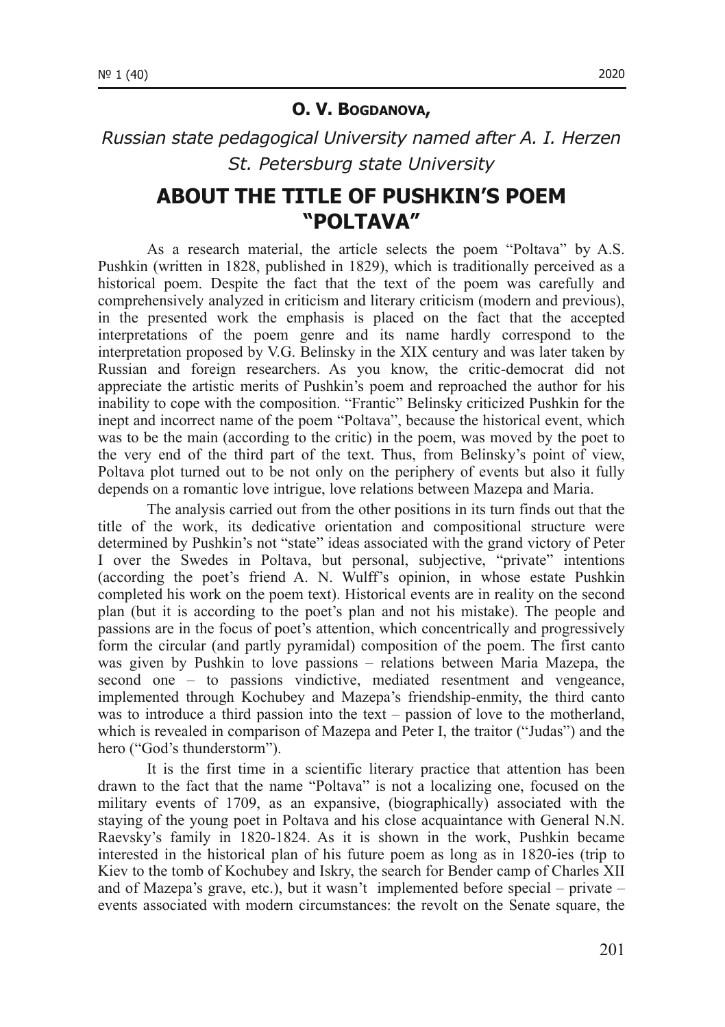**O. V. Bogdanova,**

*Russian state pedagogical University named after A. I. Herzen*
*St. Petersburg state University*

# ABOUT THE TITLE OF PUSHKIN'S POEM "POLTAVA"

As a research material, the article selects the poem "Poltava" by A.S. Pushkin (written in 1828, published in 1829), which is traditionally perceived as a historical poem. Despite the fact that the text of the poem was carefully and comprehensively analyzed in criticism and literary criticism (modern and previous), in the presented work the emphasis is placed on the fact that the accepted interpretations of the poem genre and its name hardly correspond to the interpretation proposed by V.G. Belinsky in the XIX century and was later taken by Russian and foreign researchers. As you know, the critic-democrat did not appreciate the artistic merits of Pushkin's poem and reproached the author for his inability to cope with the composition. "Frantic" Belinsky criticized Pushkin for the inept and incorrect name of the poem "Poltava", because the historical event, which was to be the main (according to the critic) in the poem, was moved by the poet to the very end of the third part of the text. Thus, from Belinsky's point of view, Poltava plot turned out to be not only on the periphery of events but also it fully depends on a romantic love intrigue, love relations between Mazepa and Maria.

The analysis carried out from the other positions in its turn finds out that the title of the work, its dedicative orientation and compositional structure were determined by Pushkin's not "state" ideas associated with the grand victory of Peter I over the Swedes in Poltava, but personal, subjective, "private" intentions (according the poet's friend A. N. Wulff's opinion, in whose estate Pushkin completed his work on the poem text). Historical events are in reality on the second plan (but it is according to the poet's plan and not his mistake). The people and passions are in the focus of poet's attention, which concentrically and progressively form the circular (and partly pyramidal) composition of the poem. The first canto was given by Pushkin to love passions – relations between Maria Mazepa, the second one – to passions vindictive, mediated resentment and vengeance, implemented through Kochubey and Mazepa's friendship-enmity, the third canto was to introduce a third passion into the text – passion of love to the motherland, which is revealed in comparison of Mazepa and Peter I, the traitor ("Judas") and the hero ("God's thunderstorm").

It is the first time in a scientific literary practice that attention has been drawn to the fact that the name "Poltava" is not a localizing one, focused on the military events of 1709, as an expansive, (biographically) associated with the staying of the young poet in Poltava and his close acquaintance with General N.N. Raevsky's family in 1820-1824. As it is shown in the work, Pushkin became interested in the historical plan of his future poem as long as in 1820-ies (trip to Kiev to the tomb of Kochubey and Iskry, the search for Bender camp of Charles XII and of Mazepa's grave, etc.), but it wasn't implemented before special – private – events associated with modern circumstances: the revolt on the Senate square, the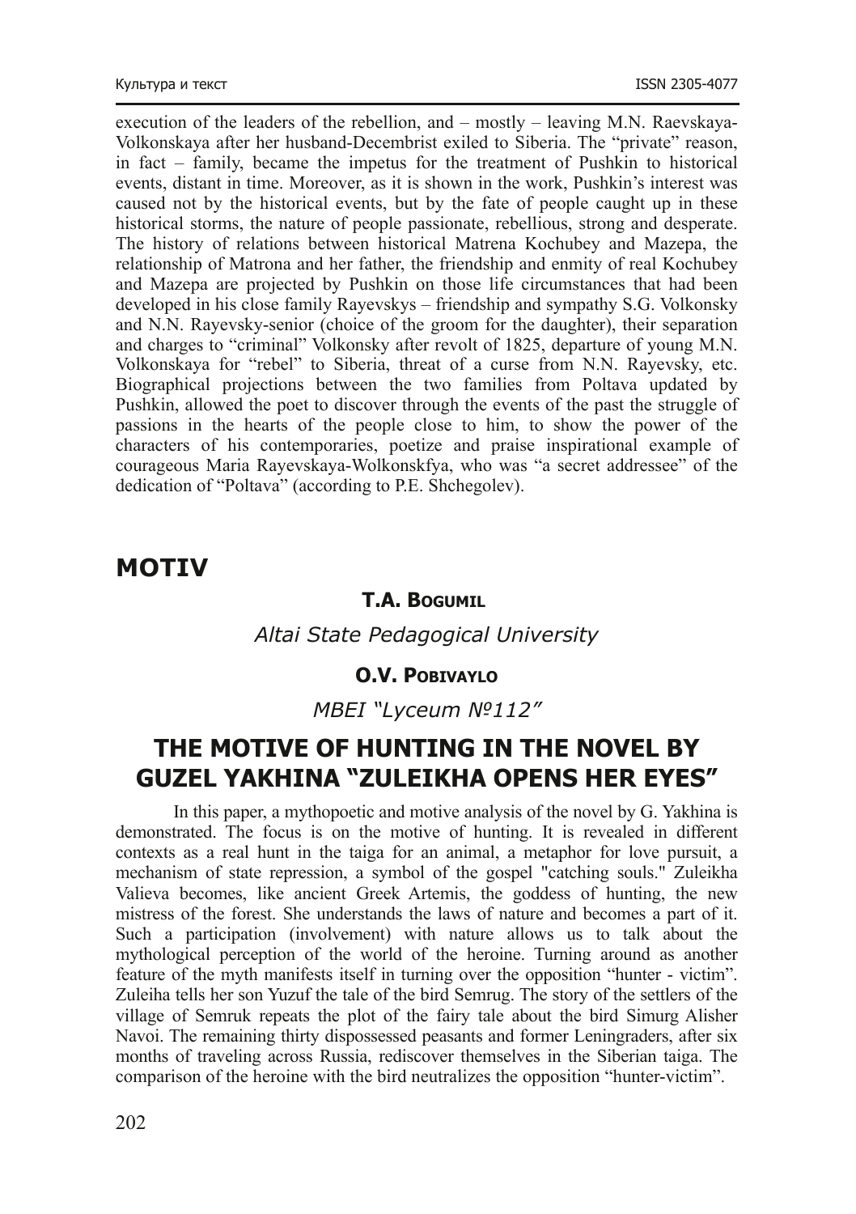execution of the leaders of the rebellion, and – mostly – leaving M.N. Raevskaya-Volkonskaya after her husband-Decembrist exiled to Siberia. The "private" reason, in fact – family, became the impetus for the treatment of Pushkin to historical events, distant in time. Moreover, as it is shown in the work, Pushkin's interest was caused not by the historical events, but by the fate of people caught up in these historical storms, the nature of people passionate, rebellious, strong and desperate. The history of relations between historical Matrena Kochubey and Mazepa, the relationship of Matrona and her father, the friendship and enmity of real Kochubey and Mazepa are projected by Pushkin on those life circumstances that had been developed in his close family Rayevskys – friendship and sympathy S.G. Volkonsky and N.N. Rayevsky-senior (choice of the groom for the daughter), their separation and charges to "criminal" Volkonsky after revolt of 1825, departure of young M.N. Volkonskaya for "rebel" to Siberia, threat of a curse from N.N. Rayevsky, etc. Biographical projections between the two families from Poltava updated by Pushkin, allowed the poet to discover through the events of the past the struggle of passions in the hearts of the people close to him, to show the power of the characters of his contemporaries, poetize and praise inspirational example of courageous Maria Rayevskaya-Wolkonskfya, who was "a secret addressee" of the dedication of "Poltava" (according to P.E. Shchegolev).

## MOTIV

**T.A. Bogumil**

*Altai State Pedagogical University*

**O.V. Pobivaylo**

*MBEI "Lyceum №112"*

# THE MOTIVE OF HUNTING IN THE NOVEL BY GUZEL YAKHINA "ZULEIKHA OPENS HER EYES"

In this paper, a mythopoetic and motive analysis of the novel by G. Yakhina is demonstrated. The focus is on the motive of hunting. It is revealed in different contexts as a real hunt in the taiga for an animal, a metaphor for love pursuit, a mechanism of state repression, a symbol of the gospel "catching souls." Zuleikha Valieva becomes, like ancient Greek Artemis, the goddess of hunting, the new mistress of the forest. She understands the laws of nature and becomes a part of it. Such a participation (involvement) with nature allows us to talk about the mythological perception of the world of the heroine. Turning around as another feature of the myth manifests itself in turning over the opposition "hunter - victim". Zuleiha tells her son Yuzuf the tale of the bird Semrug. The story of the settlers of the village of Semruk repeats the plot of the fairy tale about the bird Simurg Alisher Navoi. The remaining thirty dispossessed peasants and former Leningraders, after six months of traveling across Russia, rediscover themselves in the Siberian taiga. The comparison of the heroine with the bird neutralizes the opposition "hunter-victim".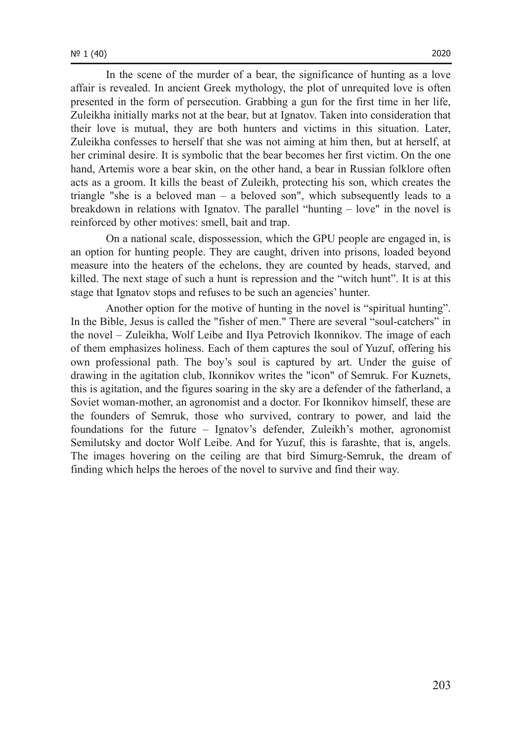In the scene of the murder of a bear, the significance of hunting as a love affair is revealed. In ancient Greek mythology, the plot of unrequited love is often presented in the form of persecution. Grabbing a gun for the first time in her life, Zuleikha initially marks not at the bear, but at Ignatov. Taken into consideration that their love is mutual, they are both hunters and victims in this situation. Later, Zuleikha confesses to herself that she was not aiming at him then, but at herself, at her criminal desire. It is symbolic that the bear becomes her first victim. On the one hand, Artemis wore a bear skin, on the other hand, a bear in Russian folklore often acts as a groom. It kills the beast of Zuleikh, protecting his son, which creates the triangle "she is a beloved man – a beloved son", which subsequently leads to a breakdown in relations with Ignatov. The parallel "hunting – love" in the novel is reinforced by other motives: smell, bait and trap.

On a national scale, dispossession, which the GPU people are engaged in, is an option for hunting people. They are caught, driven into prisons, loaded beyond measure into the heaters of the echelons, they are counted by heads, starved, and killed. The next stage of such a hunt is repression and the "witch hunt". It is at this stage that Ignatov stops and refuses to be such an agencies' hunter.

Another option for the motive of hunting in the novel is "spiritual hunting". In the Bible, Jesus is called the "fisher of men." There are several "soul-catchers" in the novel – Zuleikha, Wolf Leibe and Ilya Petrovich Ikonnikov. The image of each of them emphasizes holiness. Each of them captures the soul of Yuzuf, offering his own professional path. The boy's soul is captured by art. Under the guise of drawing in the agitation club, Ikonnikov writes the "icon" of Semruk. For Kuznets, this is agitation, and the figures soaring in the sky are a defender of the fatherland, a Soviet woman-mother, an agronomist and a doctor. For Ikonnikov himself, these are the founders of Semruk, those who survived, contrary to power, and laid the foundations for the future – Ignatov's defender, Zuleikh's mother, agronomist Semilutsky and doctor Wolf Leibe. And for Yuzuf, this is farashte, that is, angels. The images hovering on the ceiling are that bird Simurg-Semruk, the dream of finding which helps the heroes of the novel to survive and find their way.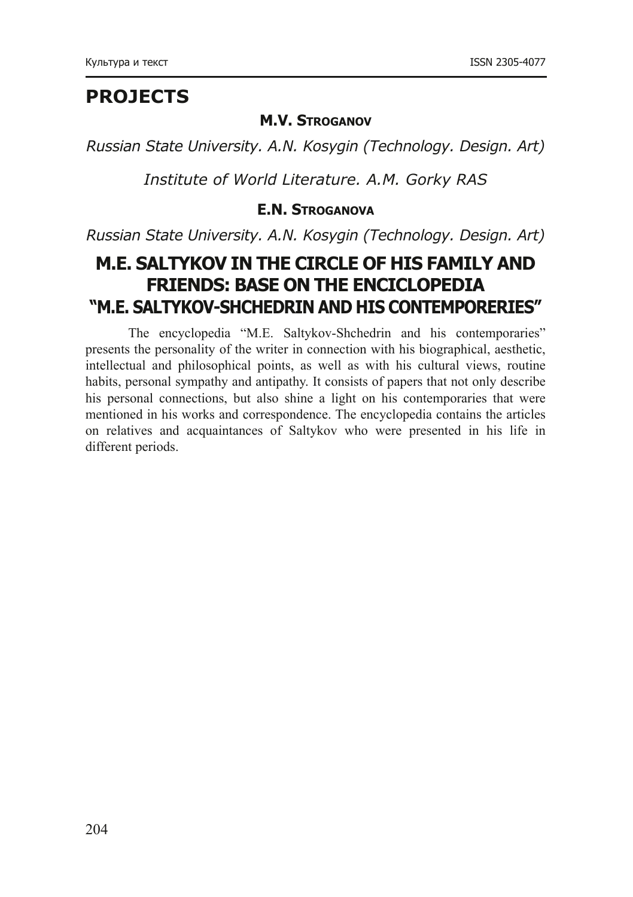## PROJECTS

**M.V. Stroganov**

*Russian State University. A.N. Kosygin (Technology. Design. Art)*

*Institute of World Literature. A.M. Gorky RAS*

**E.N. Stroganova**

*Russian State University. A.N. Kosygin (Technology. Design. Art)*

# M.E. SALTYKOV IN THE CIRCLE OF HIS FAMILY AND FRIENDS: BASE ON THE ENCICLOPEDIA "M.E. SALTYKOV-SHCHEDRIN AND HIS CONTEMPORERIES"

The encyclopedia "M.E. Saltykov-Shchedrin and his contemporaries" presents the personality of the writer in connection with his biographical, aesthetic, intellectual and philosophical points, as well as with his cultural views, routine habits, personal sympathy and antipathy. It consists of papers that not only describe his personal connections, but also shine a light on his contemporaries that were mentioned in his works and correspondence. The encyclopedia contains the articles on relatives and acquaintances of Saltykov who were presented in his life in different periods.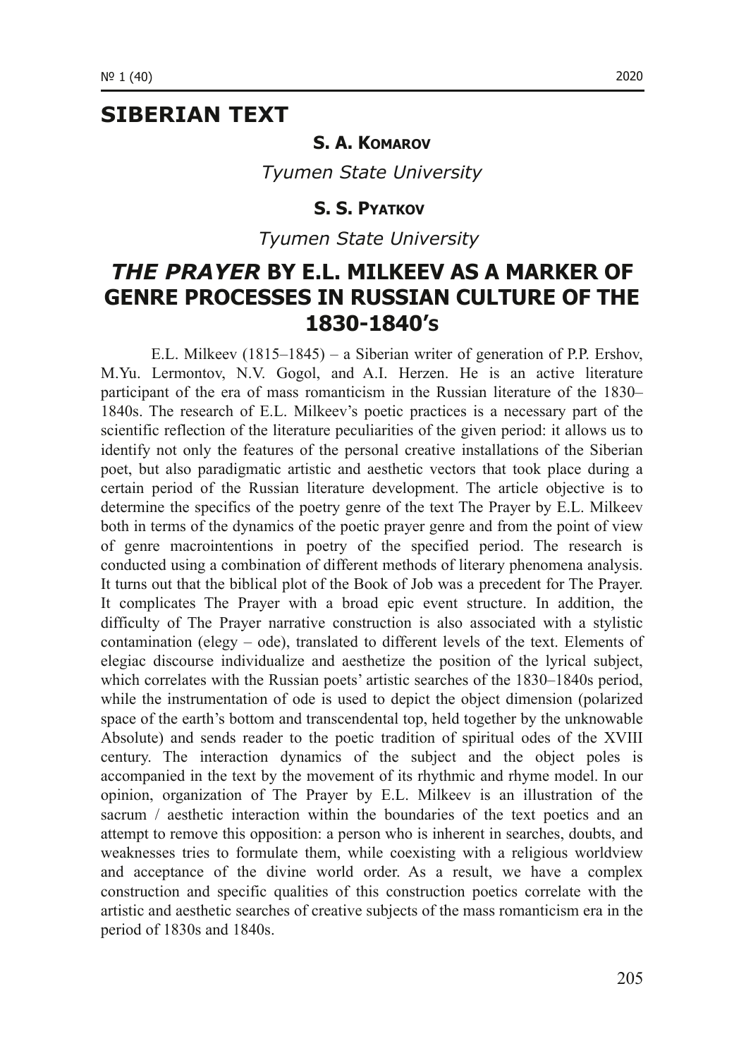# SIBERIAN TEXT

**S. A. Komarov**

*Tyumen State University*

**S. S. Pyatkov**

*Tyumen State University*

## *THE PRAYER* BY E.L. MILKEEV AS A MARKER OF GENRE PROCESSES IN RUSSIAN CULTURE OF THE 1830-1840'S

E.L. Milkeev (1815–1845) – a Siberian writer of generation of P.P. Ershov, M.Yu. Lermontov, N.V. Gogol, and A.I. Herzen. He is an active literature participant of the era of mass romanticism in the Russian literature of the 1830–1840s. The research of E.L. Milkeev's poetic practices is a necessary part of the scientific reflection of the literature peculiarities of the given period: it allows us to identify not only the features of the personal creative installations of the Siberian poet, but also paradigmatic artistic and aesthetic vectors that took place during a certain period of the Russian literature development. The article objective is to determine the specifics of the poetry genre of the text The Prayer by E.L. Milkeev both in terms of the dynamics of the poetic prayer genre and from the point of view of genre macrointentions in poetry of the specified period. The research is conducted using a combination of different methods of literary phenomena analysis. It turns out that the biblical plot of the Book of Job was a precedent for The Prayer. It complicates The Prayer with a broad epic event structure. In addition, the difficulty of The Prayer narrative construction is also associated with a stylistic contamination (elegy – ode), translated to different levels of the text. Elements of elegiac discourse individualize and aesthetize the position of the lyrical subject, which correlates with the Russian poets' artistic searches of the 1830–1840s period, while the instrumentation of ode is used to depict the object dimension (polarized space of the earth's bottom and transcendental top, held together by the unknowable Absolute) and sends reader to the poetic tradition of spiritual odes of the XVIII century. The interaction dynamics of the subject and the object poles is accompanied in the text by the movement of its rhythmic and rhyme model. In our opinion, organization of The Prayer by E.L. Milkeev is an illustration of the sacrum / aesthetic interaction within the boundaries of the text poetics and an attempt to remove this opposition: a person who is inherent in searches, doubts, and weaknesses tries to formulate them, while coexisting with a religious worldview and acceptance of the divine world order. As a result, we have a complex construction and specific qualities of this construction poetics correlate with the artistic and aesthetic searches of creative subjects of the mass romanticism era in the period of 1830s and 1840s.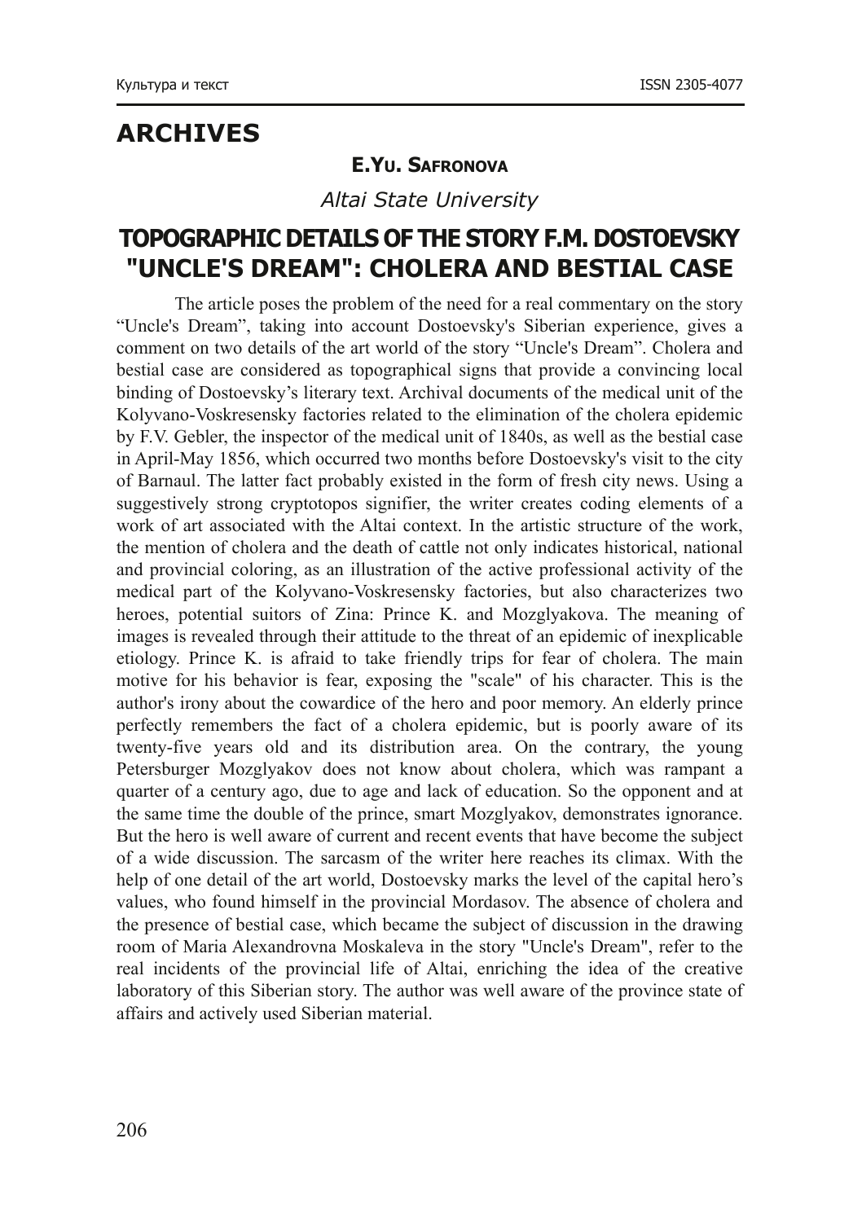## ARCHIVES

**E.Yu. Safronova**

*Altai State University*

# TOPOGRAPHIC DETAILS OF THE STORY F.M. DOSTOEVSKY "UNCLE'S DREAM": CHOLERA AND BESTIAL CASE

The article poses the problem of the need for a real commentary on the story "Uncle's Dream", taking into account Dostoevsky's Siberian experience, gives a comment on two details of the art world of the story "Uncle's Dream". Cholera and bestial case are considered as topographical signs that provide a convincing local binding of Dostoevsky's literary text. Archival documents of the medical unit of the Kolyvano-Voskresensky factories related to the elimination of the cholera epidemic by F.V. Gebler, the inspector of the medical unit of 1840s, as well as the bestial case in April-May 1856, which occurred two months before Dostoevsky's visit to the city of Barnaul. The latter fact probably existed in the form of fresh city news. Using a suggestively strong cryptotopos signifier, the writer creates coding elements of a work of art associated with the Altai context. In the artistic structure of the work, the mention of cholera and the death of cattle not only indicates historical, national and provincial coloring, as an illustration of the active professional activity of the medical part of the Kolyvano-Voskresensky factories, but also characterizes two heroes, potential suitors of Zina: Prince K. and Mozglyakova. The meaning of images is revealed through their attitude to the threat of an epidemic of inexplicable etiology. Prince K. is afraid to take friendly trips for fear of cholera. The main motive for his behavior is fear, exposing the "scale" of his character. This is the author's irony about the cowardice of the hero and poor memory. An elderly prince perfectly remembers the fact of a cholera epidemic, but is poorly aware of its twenty-five years old and its distribution area. On the contrary, the young Petersburger Mozglyakov does not know about cholera, which was rampant a quarter of a century ago, due to age and lack of education. So the opponent and at the same time the double of the prince, smart Mozglyakov, demonstrates ignorance. But the hero is well aware of current and recent events that have become the subject of a wide discussion. The sarcasm of the writer here reaches its climax. With the help of one detail of the art world, Dostoevsky marks the level of the capital hero's values, who found himself in the provincial Mordasov. The absence of cholera and the presence of bestial case, which became the subject of discussion in the drawing room of Maria Alexandrovna Moskaleva in the story "Uncle's Dream", refer to the real incidents of the provincial life of Altai, enriching the idea of the creative laboratory of this Siberian story. The author was well aware of the province state of affairs and actively used Siberian material.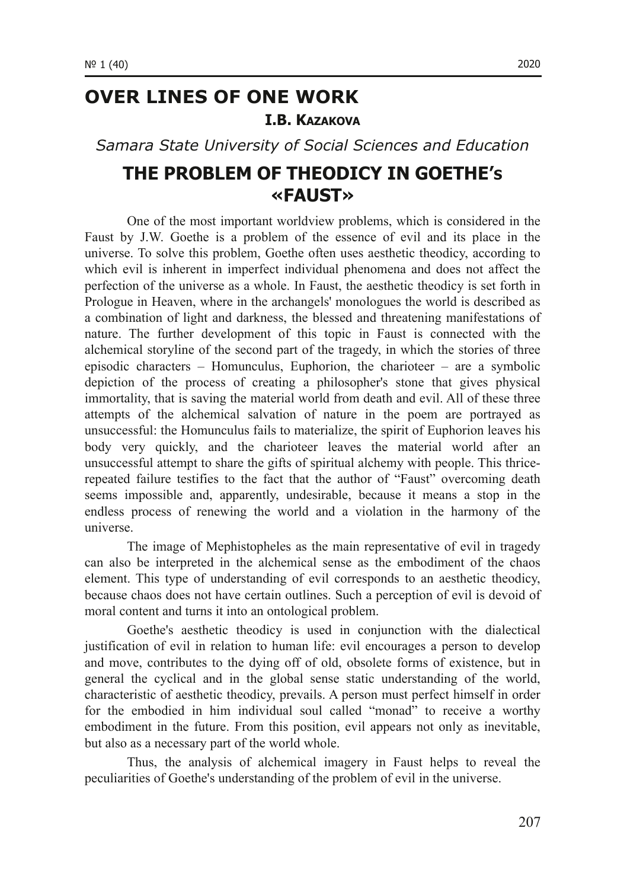# OVER LINES OF ONE WORK

**I.B. Kazakova**

*Samara State University of Social Sciences and Education*

## THE PROBLEM OF THEODICY IN GOETHE's «FAUST»

One of the most important worldview problems, which is considered in the Faust by J.W. Goethe is a problem of the essence of evil and its place in the universe. To solve this problem, Goethe often uses aesthetic theodicy, according to which evil is inherent in imperfect individual phenomena and does not affect the perfection of the universe as a whole. In Faust, the aesthetic theodicy is set forth in Prologue in Heaven, where in the archangels' monologues the world is described as a combination of light and darkness, the blessed and threatening manifestations of nature. The further development of this topic in Faust is connected with the alchemical storyline of the second part of the tragedy, in which the stories of three episodic characters – Homunculus, Euphorion, the charioteer – are a symbolic depiction of the process of creating a philosopher's stone that gives physical immortality, that is saving the material world from death and evil. All of these three attempts of the alchemical salvation of nature in the poem are portrayed as unsuccessful: the Homunculus fails to materialize, the spirit of Euphorion leaves his body very quickly, and the charioteer leaves the material world after an unsuccessful attempt to share the gifts of spiritual alchemy with people. This thrice-repeated failure testifies to the fact that the author of "Faust" overcoming death seems impossible and, apparently, undesirable, because it means a stop in the endless process of renewing the world and a violation in the harmony of the universe.

The image of Mephistopheles as the main representative of evil in tragedy can also be interpreted in the alchemical sense as the embodiment of the chaos element. This type of understanding of evil corresponds to an aesthetic theodicy, because chaos does not have certain outlines. Such a perception of evil is devoid of moral content and turns it into an ontological problem.

Goethe's aesthetic theodicy is used in conjunction with the dialectical justification of evil in relation to human life: evil encourages a person to develop and move, contributes to the dying off of old, obsolete forms of existence, but in general the cyclical and in the global sense static understanding of the world, characteristic of aesthetic theodicy, prevails. A person must perfect himself in order for the embodied in him individual soul called "monad" to receive a worthy embodiment in the future. From this position, evil appears not only as inevitable, but also as a necessary part of the world whole.

Thus, the analysis of alchemical imagery in Faust helps to reveal the peculiarities of Goethe's understanding of the problem of evil in the universe.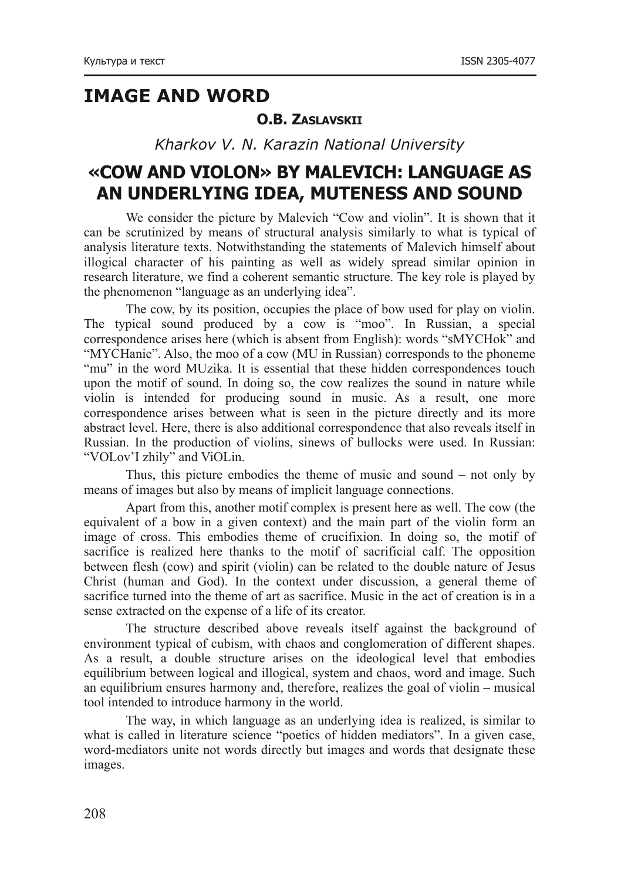# IMAGE AND WORD

**O.B. Zaslavskii**

*Kharkov V. N. Karazin National University*

## «COW AND VIOLON» BY MALEVICH: LANGUAGE AS AN UNDERLYING IDEA, MUTENESS AND SOUND

We consider the picture by Malevich "Cow and violin". It is shown that it can be scrutinized by means of structural analysis similarly to what is typical of analysis literature texts. Notwithstanding the statements of Malevich himself about illogical character of his painting as well as widely spread similar opinion in research literature, we find a coherent semantic structure. The key role is played by the phenomenon "language as an underlying idea".

The cow, by its position, occupies the place of bow used for play on violin. The typical sound produced by a cow is "moo". In Russian, a special correspondence arises here (which is absent from English): words "sMYCHok" and "MYCHanie". Also, the moo of a cow (MU in Russian) corresponds to the phoneme "mu" in the word MUzika. It is essential that these hidden correspondences touch upon the motif of sound. In doing so, the cow realizes the sound in nature while violin is intended for producing sound in music. As a result, one more correspondence arises between what is seen in the picture directly and its more abstract level. Here, there is also additional correspondence that also reveals itself in Russian. In the production of violins, sinews of bullocks were used. In Russian: "VOLov'I zhily" and ViOLin.

Thus, this picture embodies the theme of music and sound – not only by means of images but also by means of implicit language connections.

Apart from this, another motif complex is present here as well. The cow (the equivalent of a bow in a given context) and the main part of the violin form an image of cross. This embodies theme of crucifixion. In doing so, the motif of sacrifice is realized here thanks to the motif of sacrificial calf. The opposition between flesh (cow) and spirit (violin) can be related to the double nature of Jesus Christ (human and God). In the context under discussion, a general theme of sacrifice turned into the theme of art as sacrifice. Music in the act of creation is in a sense extracted on the expense of a life of its creator.

The structure described above reveals itself against the background of environment typical of cubism, with chaos and conglomeration of different shapes. As a result, a double structure arises on the ideological level that embodies equilibrium between logical and illogical, system and chaos, word and image. Such an equilibrium ensures harmony and, therefore, realizes the goal of violin – musical tool intended to introduce harmony in the world.

The way, in which language as an underlying idea is realized, is similar to what is called in literature science "poetics of hidden mediators". In a given case, word-mediators unite not words directly but images and words that designate these images.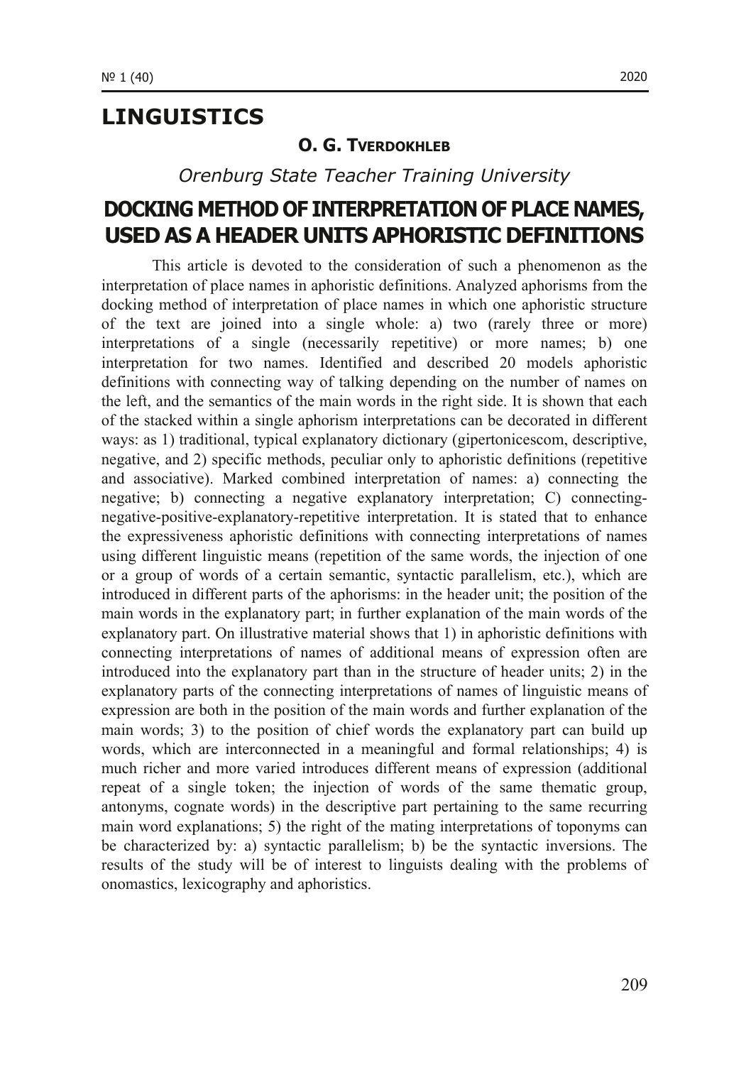# LINGUISTICS

**O. G. TVERDOKHLEB**

*Orenburg State Teacher Training University*

## DOCKING METHOD OF INTERPRETATION OF PLACE NAMES, USED AS A HEADER UNITS APHORISTIC DEFINITIONS

This article is devoted to the consideration of such a phenomenon as the interpretation of place names in aphoristic definitions. Analyzed aphorisms from the docking method of interpretation of place names in which one aphoristic structure of the text are joined into a single whole: a) two (rarely three or more) interpretations of a single (necessarily repetitive) or more names; b) one interpretation for two names. Identified and described 20 models aphoristic definitions with connecting way of talking depending on the number of names on the left, and the semantics of the main words in the right side. It is shown that each of the stacked within a single aphorism interpretations can be decorated in different ways: as 1) traditional, typical explanatory dictionary (gipertonicescom, descriptive, negative, and 2) specific methods, peculiar only to aphoristic definitions (repetitive and associative). Marked combined interpretation of names: a) connecting the negative; b) connecting a negative explanatory interpretation; C) connecting-negative-positive-explanatory-repetitive interpretation. It is stated that to enhance the expressiveness aphoristic definitions with connecting interpretations of names using different linguistic means (repetition of the same words, the injection of one or a group of words of a certain semantic, syntactic parallelism, etc.), which are introduced in different parts of the aphorisms: in the header unit; the position of the main words in the explanatory part; in further explanation of the main words of the explanatory part. On illustrative material shows that 1) in aphoristic definitions with connecting interpretations of names of additional means of expression often are introduced into the explanatory part than in the structure of header units; 2) in the explanatory parts of the connecting interpretations of names of linguistic means of expression are both in the position of the main words and further explanation of the main words; 3) to the position of chief words the explanatory part can build up words, which are interconnected in a meaningful and formal relationships; 4) is much richer and more varied introduces different means of expression (additional repeat of a single token; the injection of words of the same thematic group, antonyms, cognate words) in the descriptive part pertaining to the same recurring main word explanations; 5) the right of the mating interpretations of toponyms can be characterized by: a) syntactic parallelism; b) be the syntactic inversions. The results of the study will be of interest to linguists dealing with the problems of onomastics, lexicography and aphoristics.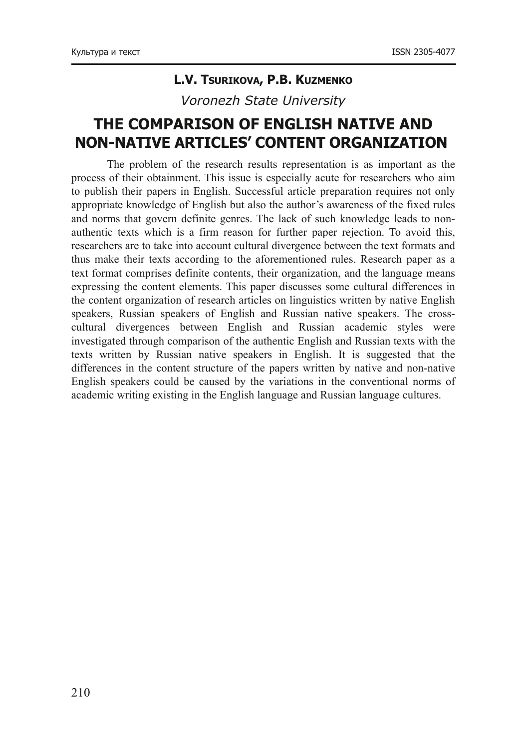**L.V. Tsurikova, P.B. Kuzmenko**

*Voronezh State University*

# THE COMPARISON OF ENGLISH NATIVE AND NON-NATIVE ARTICLES' CONTENT ORGANIZATION

The problem of the research results representation is as important as the process of their obtainment. This issue is especially acute for researchers who aim to publish their papers in English. Successful article preparation requires not only appropriate knowledge of English but also the author's awareness of the fixed rules and norms that govern definite genres. The lack of such knowledge leads to non-authentic texts which is a firm reason for further paper rejection. To avoid this, researchers are to take into account cultural divergence between the text formats and thus make their texts according to the aforementioned rules. Research paper as a text format comprises definite contents, their organization, and the language means expressing the content elements. This paper discusses some cultural differences in the content organization of research articles on linguistics written by native English speakers, Russian speakers of English and Russian native speakers. The cross-cultural divergences between English and Russian academic styles were investigated through comparison of the authentic English and Russian texts with the texts written by Russian native speakers in English. It is suggested that the differences in the content structure of the papers written by native and non-native English speakers could be caused by the variations in the conventional norms of academic writing existing in the English language and Russian language cultures.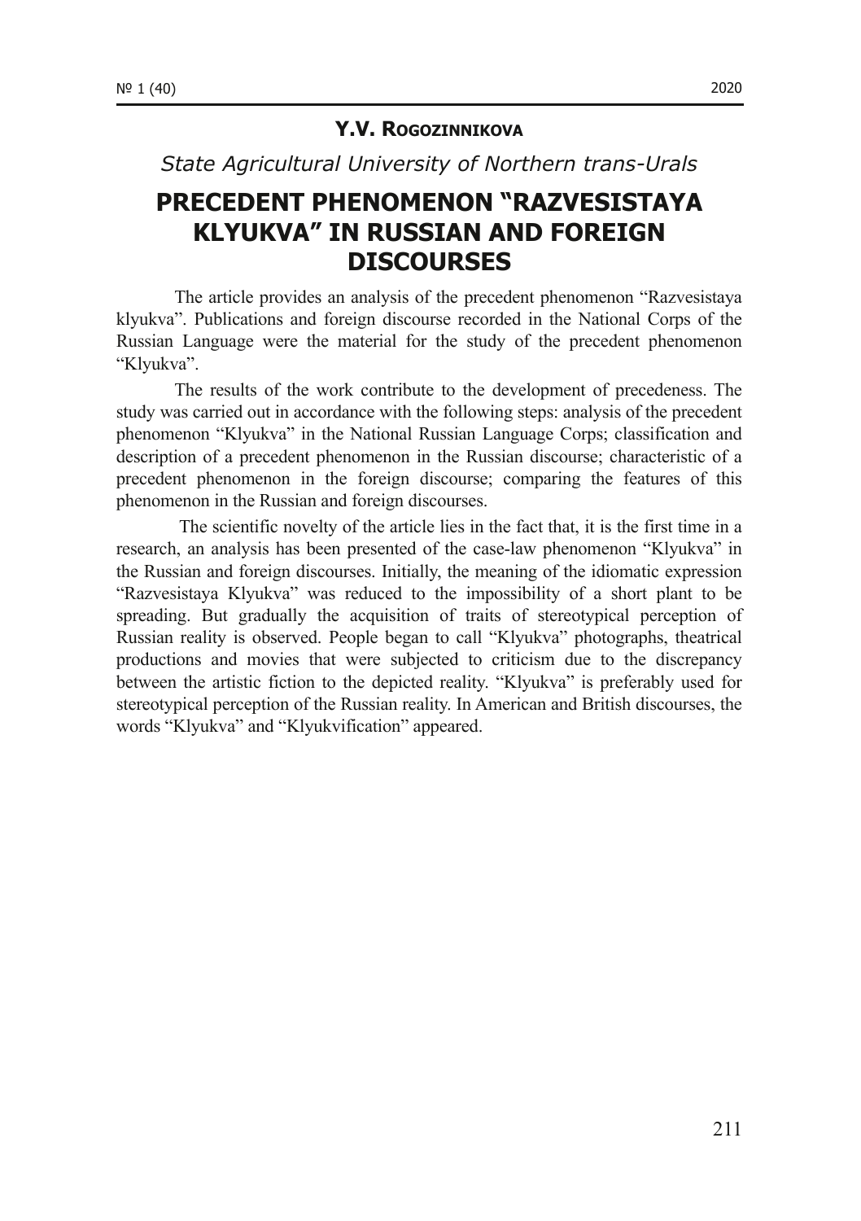**Y.V. Rogozinnikova**

*State Agricultural University of Northern trans-Urals*

# PRECEDENT PHENOMENON "RAZVESISTAYA KLYUKVA" IN RUSSIAN AND FOREIGN DISCOURSES

The article provides an analysis of the precedent phenomenon "Razvesistaya klyukva". Publications and foreign discourse recorded in the National Corps of the Russian Language were the material for the study of the precedent phenomenon "Klyukva".

The results of the work contribute to the development of precedeness. The study was carried out in accordance with the following steps: analysis of the precedent phenomenon "Klyukva" in the National Russian Language Corps; classification and description of a precedent phenomenon in the Russian discourse; characteristic of a precedent phenomenon in the foreign discourse; comparing the features of this phenomenon in the Russian and foreign discourses.

The scientific novelty of the article lies in the fact that, it is the first time in a research, an analysis has been presented of the case-law phenomenon "Klyukva" in the Russian and foreign discourses. Initially, the meaning of the idiomatic expression "Razvesistaya Klyukva" was reduced to the impossibility of a short plant to be spreading. But gradually the acquisition of traits of stereotypical perception of Russian reality is observed. People began to call "Klyukva" photographs, theatrical productions and movies that were subjected to criticism due to the discrepancy between the artistic fiction to the depicted reality. "Klyukva" is preferably used for stereotypical perception of the Russian reality. In American and British discourses, the words "Klyukva" and "Klyukvification" appeared.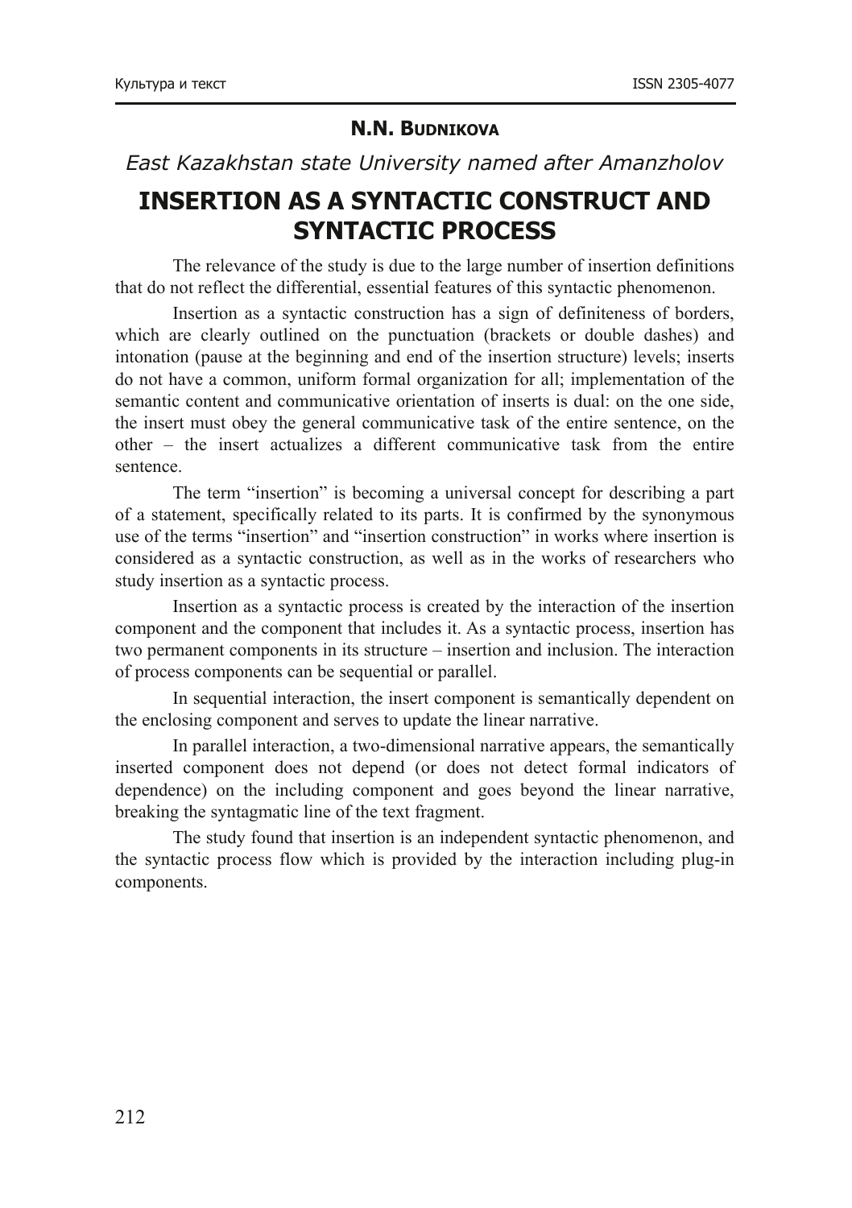**N.N. Budnikova**

*East Kazakhstan state University named after Amanzholov*

# INSERTION AS A SYNTACTIC CONSTRUCT AND SYNTACTIC PROCESS

The relevance of the study is due to the large number of insertion definitions that do not reflect the differential, essential features of this syntactic phenomenon.

Insertion as a syntactic construction has a sign of definiteness of borders, which are clearly outlined on the punctuation (brackets or double dashes) and intonation (pause at the beginning and end of the insertion structure) levels; inserts do not have a common, uniform formal organization for all; implementation of the semantic content and communicative orientation of inserts is dual: on the one side, the insert must obey the general communicative task of the entire sentence, on the other – the insert actualizes a different communicative task from the entire sentence.

The term "insertion" is becoming a universal concept for describing a part of a statement, specifically related to its parts. It is confirmed by the synonymous use of the terms "insertion" and "insertion construction" in works where insertion is considered as a syntactic construction, as well as in the works of researchers who study insertion as a syntactic process.

Insertion as a syntactic process is created by the interaction of the insertion component and the component that includes it. As a syntactic process, insertion has two permanent components in its structure – insertion and inclusion. The interaction of process components can be sequential or parallel.

In sequential interaction, the insert component is semantically dependent on the enclosing component and serves to update the linear narrative.

In parallel interaction, a two-dimensional narrative appears, the semantically inserted component does not depend (or does not detect formal indicators of dependence) on the including component and goes beyond the linear narrative, breaking the syntagmatic line of the text fragment.

The study found that insertion is an independent syntactic phenomenon, and the syntactic process flow which is provided by the interaction including plug-in components.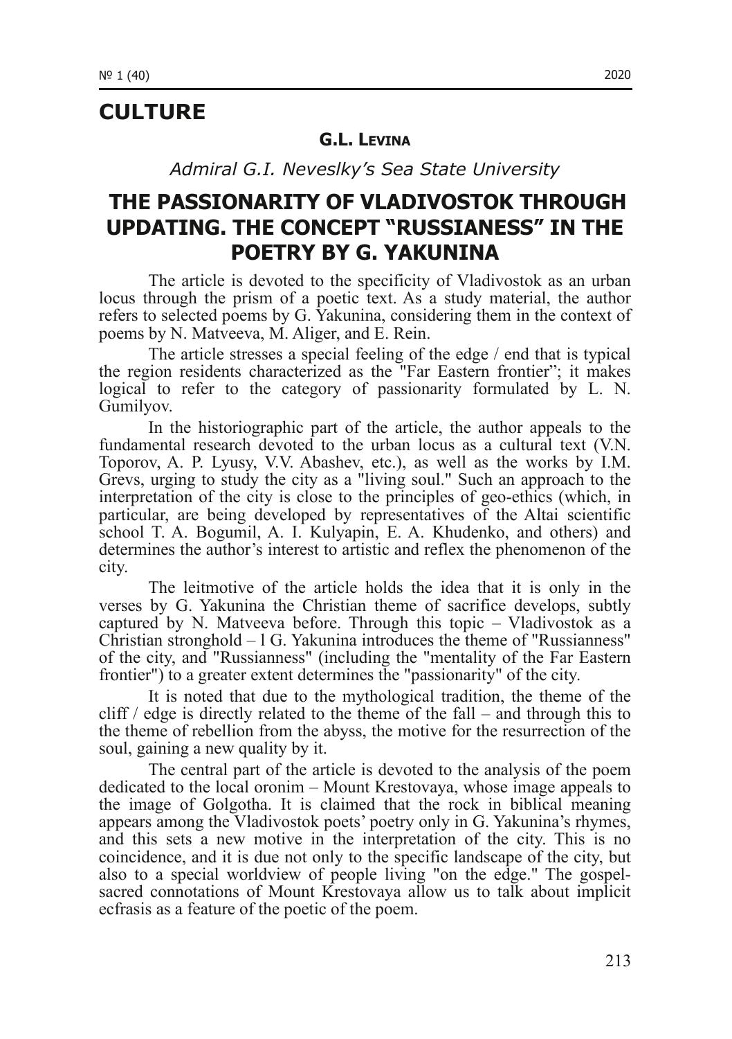# CULTURE

**G.L. Levina**

*Admiral G.I. Neveslky's Sea State University*

## THE PASSIONARITY OF VLADIVOSTOK THROUGH UPDATING. THE CONCEPT "RUSSIANESS" IN THE POETRY BY G. YAKUNINA

The article is devoted to the specificity of Vladivostok as an urban locus through the prism of a poetic text. As a study material, the author refers to selected poems by G. Yakunina, considering them in the context of poems by N. Matveeva, M. Aliger, and E. Rein.

The article stresses a special feeling of the edge / end that is typical the region residents characterized as the "Far Eastern frontier"; it makes logical to refer to the category of passionarity formulated by L. N. Gumilyov.

In the historiographic part of the article, the author appeals to the fundamental research devoted to the urban locus as a cultural text (V.N. Toporov, A. P. Lyusy, V.V. Abashev, etc.), as well as the works by I.M. Grevs, urging to study the city as a "living soul." Such an approach to the interpretation of the city is close to the principles of geo-ethics (which, in particular, are being developed by representatives of the Altai scientific school T. A. Bogumil, A. I. Kulyapin, E. A. Khudenko, and others) and determines the author's interest to artistic and reflex the phenomenon of the city.

The leitmotive of the article holds the idea that it is only in the verses by G. Yakunina the Christian theme of sacrifice develops, subtly captured by N. Matveeva before. Through this topic – Vladivostok as a Christian stronghold – l G. Yakunina introduces the theme of "Russianness" of the city, and "Russianness" (including the "mentality of the Far Eastern frontier") to a greater extent determines the "passionarity" of the city.

It is noted that due to the mythological tradition, the theme of the cliff / edge is directly related to the theme of the fall – and through this to the theme of rebellion from the abyss, the motive for the resurrection of the soul, gaining a new quality by it.

The central part of the article is devoted to the analysis of the poem dedicated to the local oronim – Mount Krestovaya, whose image appeals to the image of Golgotha. It is claimed that the rock in biblical meaning appears among the Vladivostok poets' poetry only in G. Yakunina's rhymes, and this sets a new motive in the interpretation of the city. This is no coincidence, and it is due not only to the specific landscape of the city, but also to a special worldview of people living "on the edge." The gospel-sacred connotations of Mount Krestovaya allow us to talk about implicit ecfrasis as a feature of the poetic of the poem.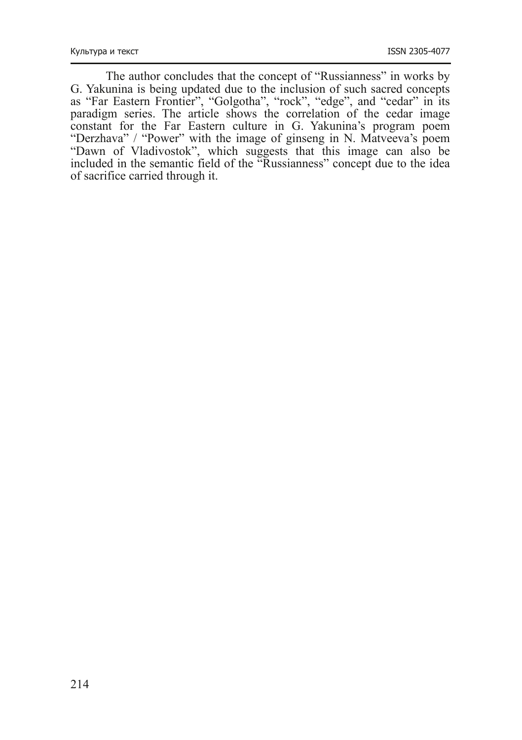The author concludes that the concept of "Russianness" in works by G. Yakunina is being updated due to the inclusion of such sacred concepts as "Far Eastern Frontier", "Golgotha", "rock", "edge", and "cedar" in its paradigm series. The article shows the correlation of the cedar image constant for the Far Eastern culture in G. Yakunina's program poem "Derzhava" / "Power" with the image of ginseng in N. Matveeva's poem "Dawn of Vladivostok", which suggests that this image can also be included in the semantic field of the "Russianness" concept due to the idea of sacrifice carried through it.